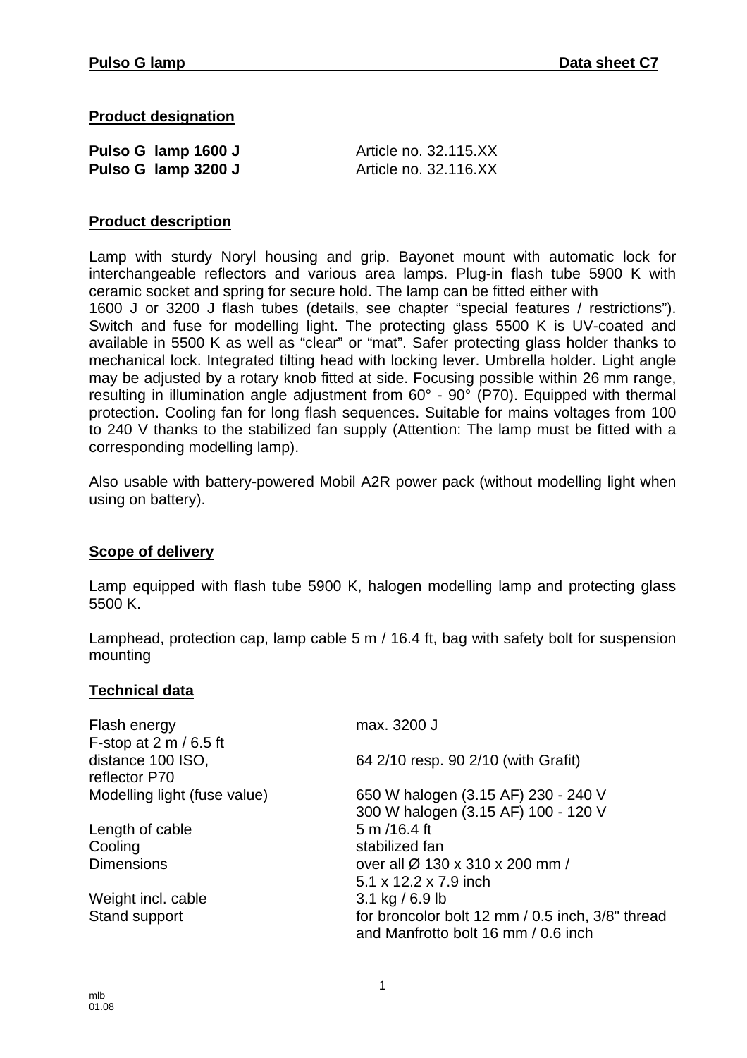## Product designation

| | |
|---|---|
| **Pulso G lamp 1600 J** | Article no. 32.115.XX |
| **Pulso G lamp 3200 J** | Article no. 32.116.XX |

## Product description

Lamp with sturdy Noryl housing and grip. Bayonet mount with automatic lock for interchangeable reflectors and various area lamps. Plug-in flash tube 5900 K with ceramic socket and spring for secure hold. The lamp can be fitted either with 1600 J or 3200 J flash tubes (details, see chapter "special features / restrictions"). Switch and fuse for modelling light. The protecting glass 5500 K is UV-coated and available in 5500 K as well as "clear" or "mat". Safer protecting glass holder thanks to mechanical lock. Integrated tilting head with locking lever. Umbrella holder. Light angle may be adjusted by a rotary knob fitted at side. Focusing possible within 26 mm range, resulting in illumination angle adjustment from 60° - 90° (P70). Equipped with thermal protection. Cooling fan for long flash sequences. Suitable for mains voltages from 100 to 240 V thanks to the stabilized fan supply (Attention: The lamp must be fitted with a corresponding modelling lamp).

Also usable with battery-powered Mobil A2R power pack (without modelling light when using on battery).

## Scope of delivery

Lamp equipped with flash tube 5900 K, halogen modelling lamp and protecting glass 5500 K.

Lamphead, protection cap, lamp cable 5 m / 16.4 ft, bag with safety bolt for suspension mounting

## Technical data

| | |
|---|---|
| Flash energy | max. 3200 J |
| F-stop at 2 m / 6.5 ft distance 100 ISO, reflector P70 | 64 2/10 resp. 90 2/10 (with Grafit) |
| Modelling light (fuse value) | 650 W halogen (3.15 AF) 230 - 240 V<br>300 W halogen (3.15 AF) 100 - 120 V |
| Length of cable | 5 m /16.4 ft |
| Cooling | stabilized fan |
| Dimensions | over all Ø 130 x 310 x 200 mm / 5.1 x 12.2 x 7.9 inch |
| Weight incl. cable | 3.1 kg / 6.9 lb |
| Stand support | for broncolor bolt 12 mm / 0.5 inch, 3/8" thread and Manfrotto bolt 16 mm / 0.6 inch |

mlb
01.08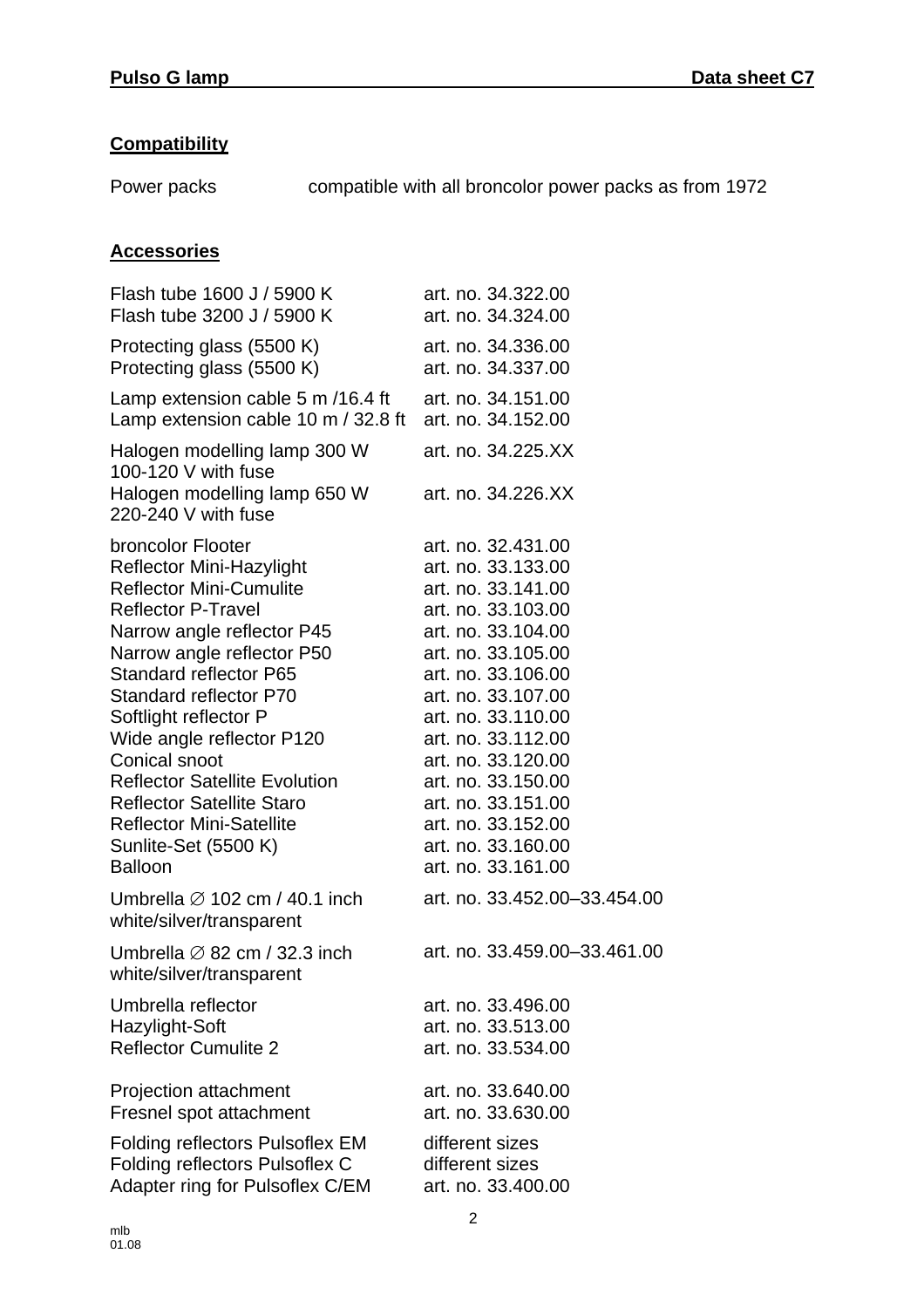## Compatibility

| | |
|---|---|
| Power packs | compatible with all broncolor power packs as from 1972 |

## Accessories

| | |
|---|---|
| Flash tube 1600 J / 5900 K | art. no. 34.322.00 |
| Flash tube 3200 J / 5900 K | art. no. 34.324.00 |
| Protecting glass (5500 K) | art. no. 34.336.00 |
| Protecting glass (5500 K) | art. no. 34.337.00 |
| Lamp extension cable 5 m /16.4 ft | art. no. 34.151.00 |
| Lamp extension cable 10 m / 32.8 ft | art. no. 34.152.00 |
| Halogen modelling lamp 300 W 100-120 V with fuse | art. no. 34.225.XX |
| Halogen modelling lamp 650 W 220-240 V with fuse | art. no. 34.226.XX |
| broncolor Flooter | art. no. 32.431.00 |
| Reflector Mini-Hazylight | art. no. 33.133.00 |
| Reflector Mini-Cumulite | art. no. 33.141.00 |
| Reflector P-Travel | art. no. 33.103.00 |
| Narrow angle reflector P45 | art. no. 33.104.00 |
| Narrow angle reflector P50 | art. no. 33.105.00 |
| Standard reflector P65 | art. no. 33.106.00 |
| Standard reflector P70 | art. no. 33.107.00 |
| Softlight reflector P | art. no. 33.110.00 |
| Wide angle reflector P120 | art. no. 33.112.00 |
| Conical snoot | art. no. 33.120.00 |
| Reflector Satellite Evolution | art. no. 33.150.00 |
| Reflector Satellite Staro | art. no. 33.151.00 |
| Reflector Mini-Satellite | art. no. 33.152.00 |
| Sunlite-Set (5500 K) | art. no. 33.160.00 |
| Balloon | art. no. 33.161.00 |
| Umbrella ∅ 102 cm / 40.1 inch white/silver/transparent | art. no. 33.452.00–33.454.00 |
| Umbrella ∅ 82 cm / 32.3 inch white/silver/transparent | art. no. 33.459.00–33.461.00 |
| Umbrella reflector | art. no. 33.496.00 |
| Hazylight-Soft | art. no. 33.513.00 |
| Reflector Cumulite 2 | art. no. 33.534.00 |
| Projection attachment | art. no. 33.640.00 |
| Fresnel spot attachment | art. no. 33.630.00 |
| Folding reflectors Pulsoflex EM | different sizes |
| Folding reflectors Pulsoflex C | different sizes |
| Adapter ring for Pulsoflex C/EM | art. no. 33.400.00 |

mlb
01.08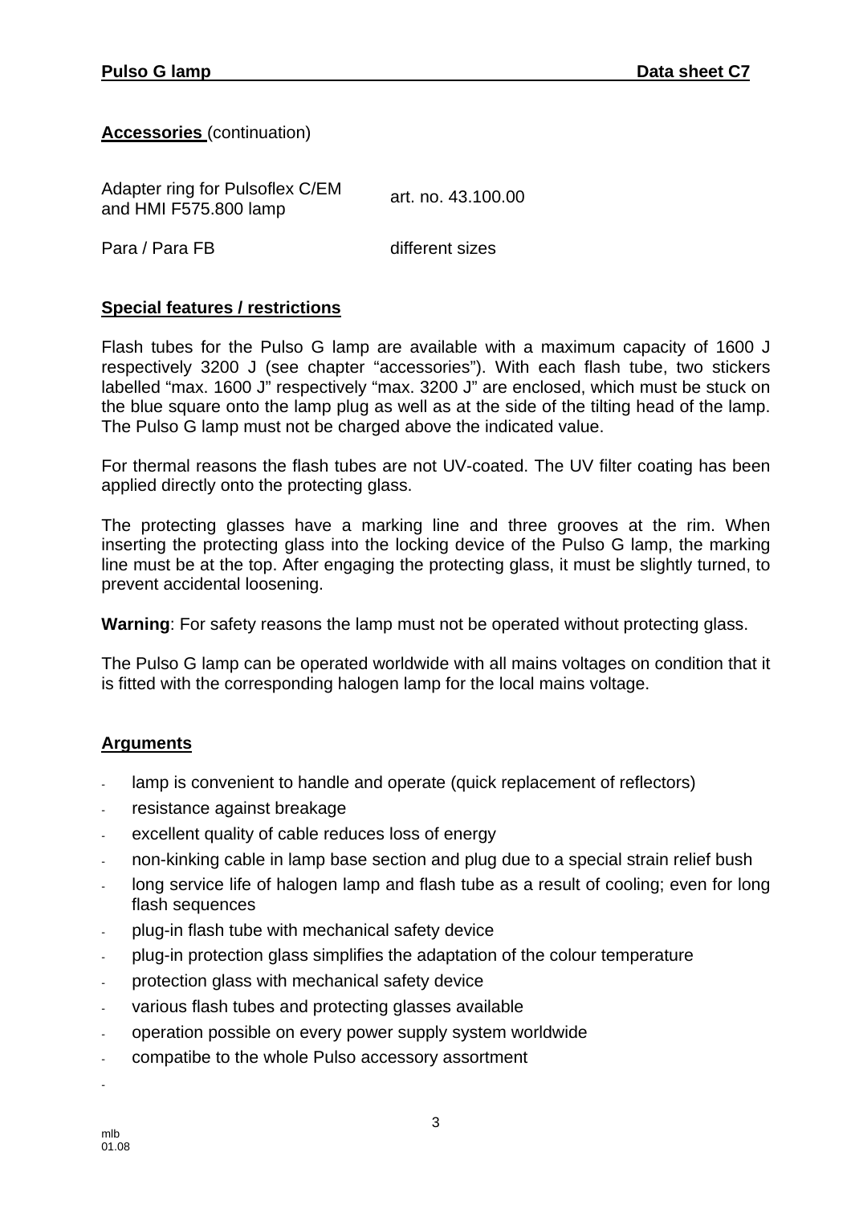**Accessories** (continuation)

| | |
|---|---|
| Adapter ring for Pulsoflex C/EM and HMI F575.800 lamp | art. no. 43.100.00 |
| Para / Para FB | different sizes |

## Special features / restrictions

Flash tubes for the Pulso G lamp are available with a maximum capacity of 1600 J respectively 3200 J (see chapter "accessories"). With each flash tube, two stickers labelled "max. 1600 J" respectively "max. 3200 J" are enclosed, which must be stuck on the blue square onto the lamp plug as well as at the side of the tilting head of the lamp. The Pulso G lamp must not be charged above the indicated value.

For thermal reasons the flash tubes are not UV-coated. The UV filter coating has been applied directly onto the protecting glass.

The protecting glasses have a marking line and three grooves at the rim. When inserting the protecting glass into the locking device of the Pulso G lamp, the marking line must be at the top. After engaging the protecting glass, it must be slightly turned, to prevent accidental loosening.

**Warning**: For safety reasons the lamp must not be operated without protecting glass.

The Pulso G lamp can be operated worldwide with all mains voltages on condition that it is fitted with the corresponding halogen lamp for the local mains voltage.

## Arguments

- lamp is convenient to handle and operate (quick replacement of reflectors)
- resistance against breakage
- excellent quality of cable reduces loss of energy
- non-kinking cable in lamp base section and plug due to a special strain relief bush
- long service life of halogen lamp and flash tube as a result of cooling; even for long flash sequences
- plug-in flash tube with mechanical safety device
- plug-in protection glass simplifies the adaptation of the colour temperature
- protection glass with mechanical safety device
- various flash tubes and protecting glasses available
- operation possible on every power supply system worldwide
- compatibe to the whole Pulso accessory assortment
-

mlb
01.08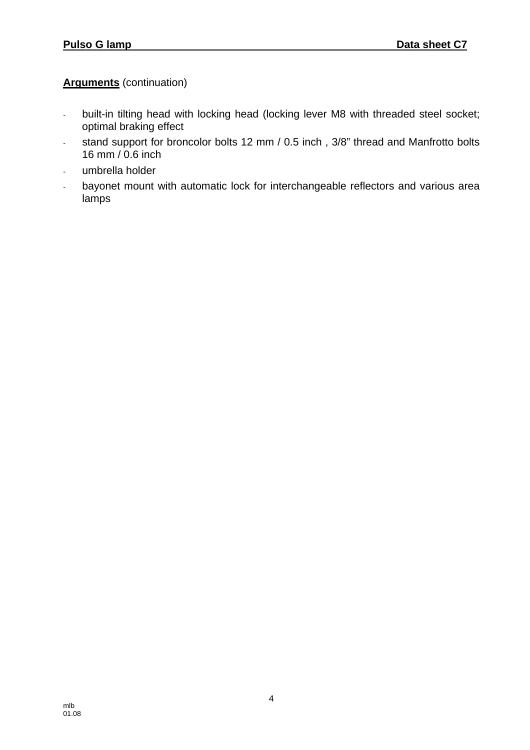**Arguments** (continuation)

- built-in tilting head with locking head (locking lever M8 with threaded steel socket; optimal braking effect
- stand support for broncolor bolts 12 mm / 0.5 inch , 3/8" thread and Manfrotto bolts 16 mm / 0.6 inch
- umbrella holder
- bayonet mount with automatic lock for interchangeable reflectors and various area lamps

mlb
01.08